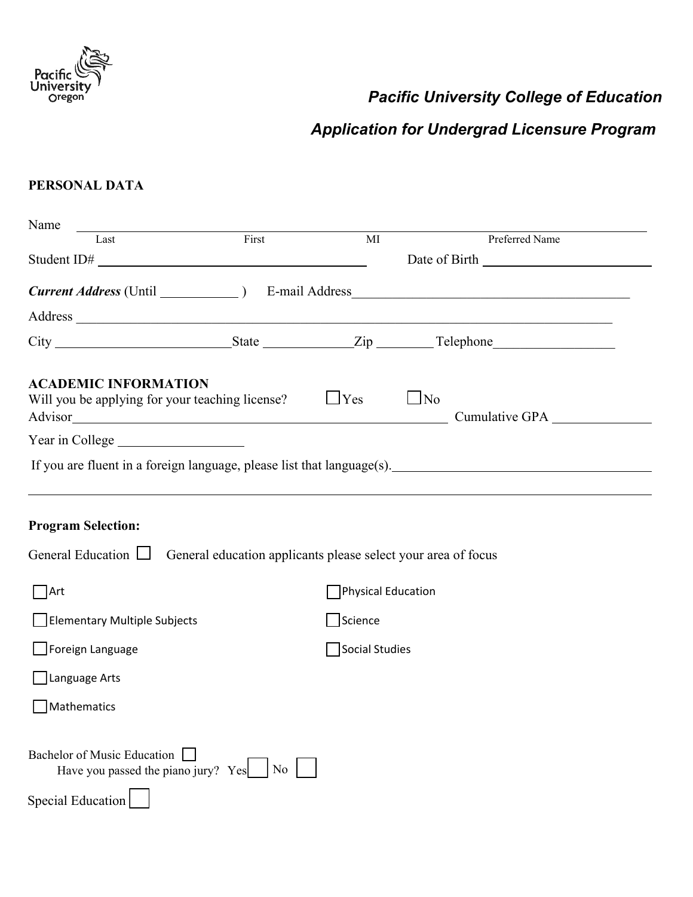Pacific University Oregon

***Pacific University College of Education***

***Application for Undergrad Licensure Program***

**PERSONAL DATA**

Name ______________________________________________________________________
Last    First    MI    Preferred Name

Student ID# ______________________________ Date of Birth ____________________

***Current Address*** (Until __________ ) E-mail Address ______________________________

Address ______________________________________________________________________

City ____________________ State __________ Zip ________ Telephone ______________

**ACADEMIC INFORMATION**

Will you be applying for your teaching license? ☐ Yes ☐ No

Advisor ______________________________________________ Cumulative GPA __________

Year in College ______________

If you are fluent in a foreign language, please list that language(s). ______________________________

______________________________________________________________________

**Program Selection:**

General Education ☐ General education applicants please select your area of focus

☐ Art

☐ Elementary Multiple Subjects

☐ Foreign Language

☐ Language Arts

☐ Mathematics

☐ Physical Education

☐ Science

☐ Social Studies

Bachelor of Music Education ☐

Have you passed the piano jury? Yes ☐ No ☐

Special Education ☐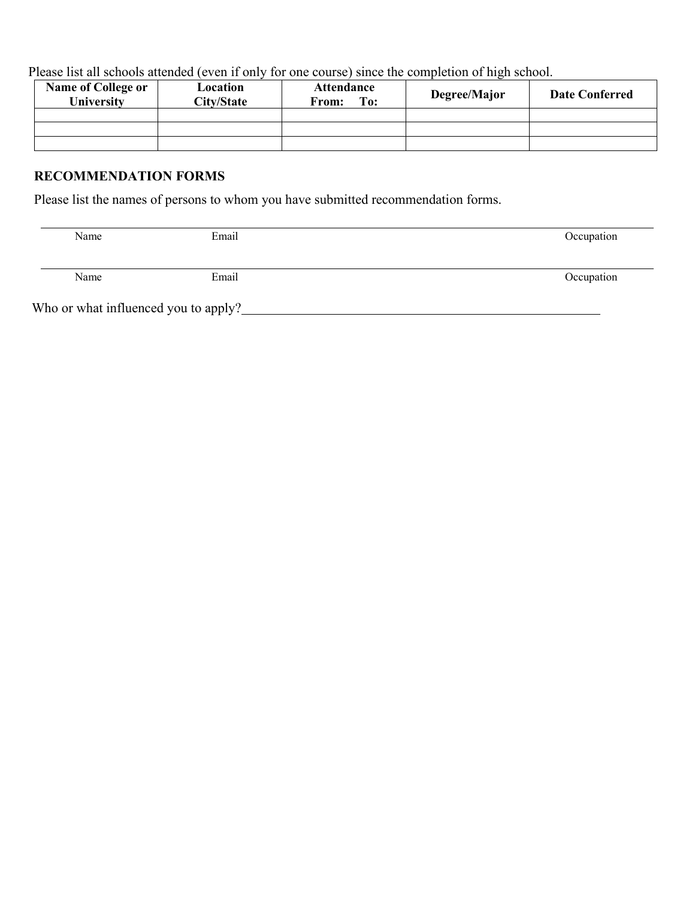Please list all schools attended (even if only for one course) since the completion of high school.

| Name of College or University | Location City/State | Attendance From: To: | Degree/Major | Date Conferred |
|---|---|---|---|---|
| | | | | |
| | | | | |
| | | | | |

**RECOMMENDATION FORMS**

Please list the names of persons to whom you have submitted recommendation forms.

_______________________________________________________________________________

Name Email Occupation

_______________________________________________________________________________

Name Email Occupation

Who or what influenced you to apply?_______________________________________________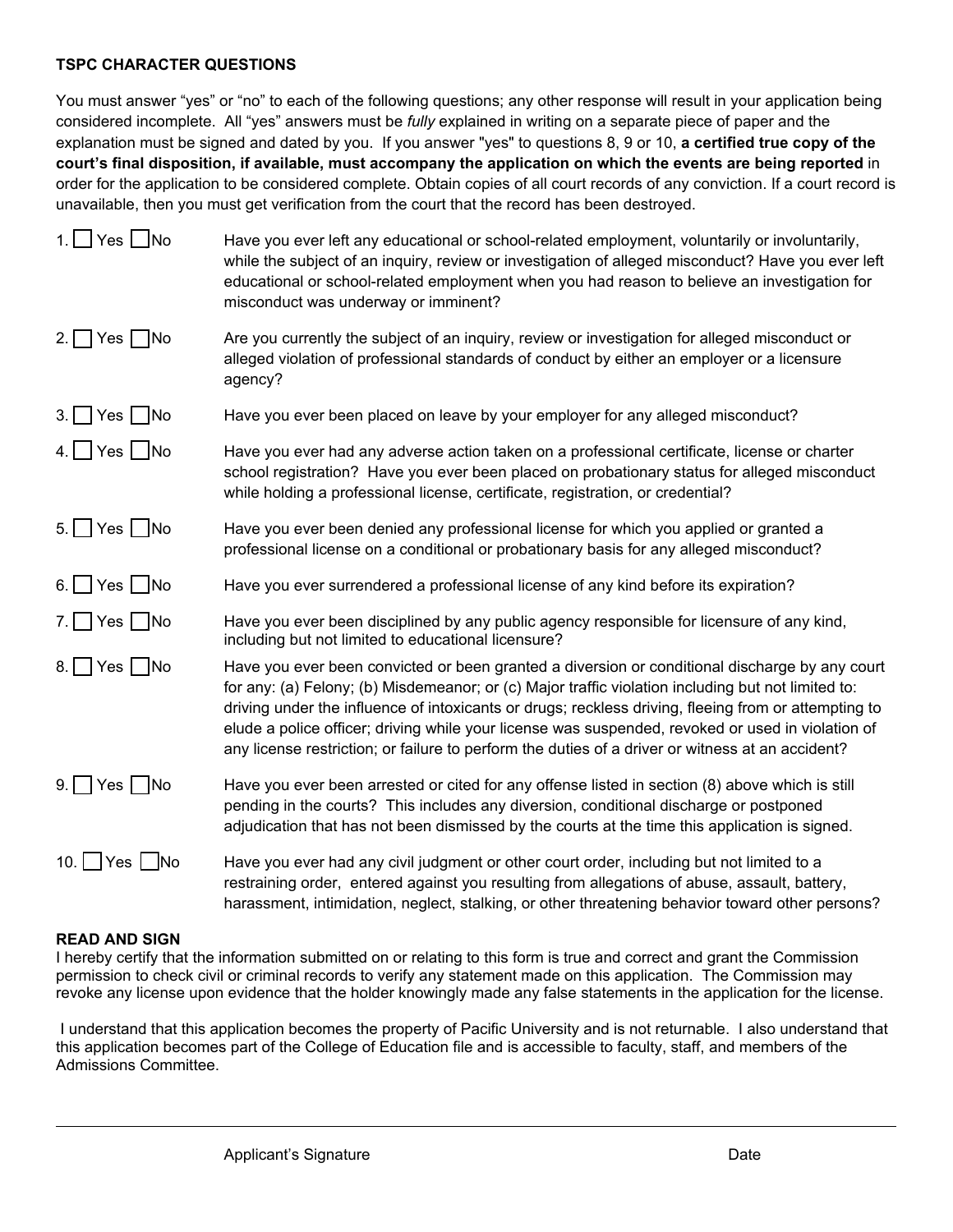**TSPC CHARACTER QUESTIONS**

You must answer "yes" or "no" to each of the following questions; any other response will result in your application being considered incomplete. All "yes" answers must be *fully* explained in writing on a separate piece of paper and the explanation must be signed and dated by you. If you answer "yes" to questions 8, 9 or 10, **a certified true copy of the court's final disposition, if available, must accompany the application on which the events are being reported** in order for the application to be considered complete. Obtain copies of all court records of any conviction. If a court record is unavailable, then you must get verification from the court that the record has been destroyed.

1. ☐ Yes ☐ No — Have you ever left any educational or school-related employment, voluntarily or involuntarily, while the subject of an inquiry, review or investigation of alleged misconduct? Have you ever left educational or school-related employment when you had reason to believe an investigation for misconduct was underway or imminent?

2. ☐ Yes ☐ No — Are you currently the subject of an inquiry, review or investigation for alleged misconduct or alleged violation of professional standards of conduct by either an employer or a licensure agency?

3. ☐ Yes ☐ No — Have you ever been placed on leave by your employer for any alleged misconduct?

4. ☐ Yes ☐ No — Have you ever had any adverse action taken on a professional certificate, license or charter school registration? Have you ever been placed on probationary status for alleged misconduct while holding a professional license, certificate, registration, or credential?

5. ☐ Yes ☐ No — Have you ever been denied any professional license for which you applied or granted a professional license on a conditional or probationary basis for any alleged misconduct?

6. ☐ Yes ☐ No — Have you ever surrendered a professional license of any kind before its expiration?

7. ☐ Yes ☐ No — Have you ever been disciplined by any public agency responsible for licensure of any kind, including but not limited to educational licensure?

8. ☐ Yes ☐ No — Have you ever been convicted or been granted a diversion or conditional discharge by any court for any: (a) Felony; (b) Misdemeanor; or (c) Major traffic violation including but not limited to: driving under the influence of intoxicants or drugs; reckless driving, fleeing from or attempting to elude a police officer; driving while your license was suspended, revoked or used in violation of any license restriction; or failure to perform the duties of a driver or witness at an accident?

9. ☐ Yes ☐ No — Have you ever been arrested or cited for any offense listed in section (8) above which is still pending in the courts? This includes any diversion, conditional discharge or postponed adjudication that has not been dismissed by the courts at the time this application is signed.

10. ☐ Yes ☐ No — Have you ever had any civil judgment or other court order, including but not limited to a restraining order, entered against you resulting from allegations of abuse, assault, battery, harassment, intimidation, neglect, stalking, or other threatening behavior toward other persons?

**READ AND SIGN**

I hereby certify that the information submitted on or relating to this form is true and correct and grant the Commission permission to check civil or criminal records to verify any statement made on this application. The Commission may revoke any license upon evidence that the holder knowingly made any false statements in the application for the license.

I understand that this application becomes the property of Pacific University and is not returnable. I also understand that this application becomes part of the College of Education file and is accessible to faculty, staff, and members of the Admissions Committee.

\_\_\_\_\_\_\_\_\_\_\_\_\_\_\_\_\_\_\_\_\_\_\_\_\_\_\_\_\_\_\_\_\_\_\_\_\_\_\_\_\_\_\_\_\_\_\_\_\_\_\_\_\_\_\_\_\_\_\_\_\_\_\_\_

Applicant's Signature                                        Date